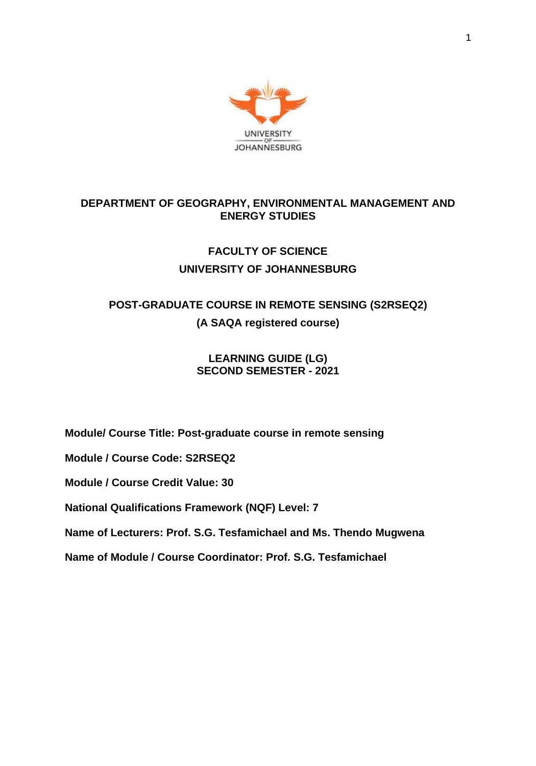UNIVERSITY OF JOHANNESBURG

**DEPARTMENT OF GEOGRAPHY, ENVIRONMENTAL MANAGEMENT AND ENERGY STUDIES**

**FACULTY OF SCIENCE**

**UNIVERSITY OF JOHANNESBURG**

**POST-GRADUATE COURSE IN REMOTE SENSING (S2RSEQ2)**

**(A SAQA registered course)**

**LEARNING GUIDE (LG)**
**SECOND SEMESTER - 2021**

**Module/ Course Title: Post-graduate course in remote sensing**

**Module / Course Code: S2RSEQ2**

**Module / Course Credit Value: 30**

**National Qualifications Framework (NQF) Level: 7**

**Name of Lecturers: Prof. S.G. Tesfamichael and Ms. Thendo Mugwena**

**Name of Module / Course Coordinator: Prof. S.G. Tesfamichael**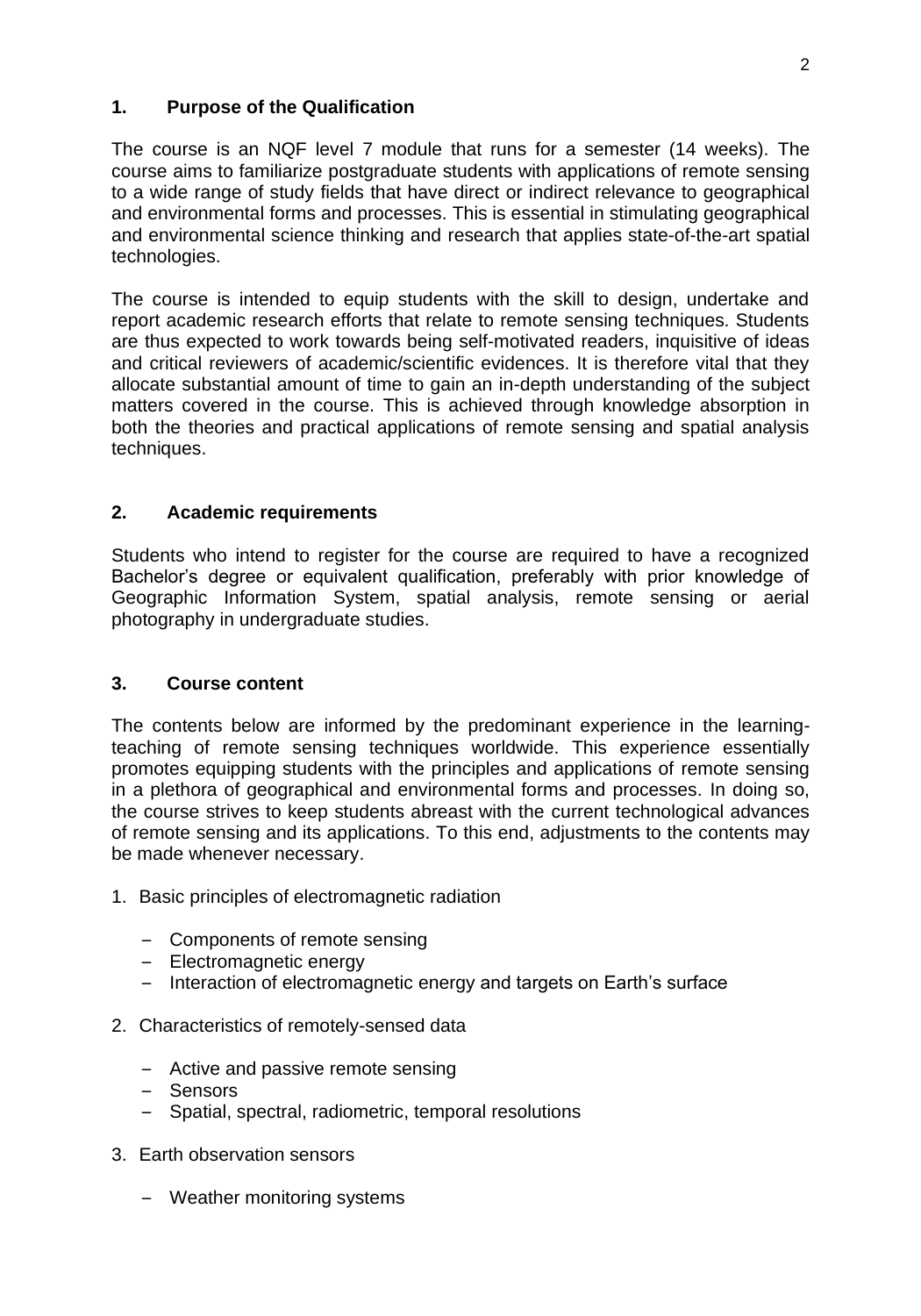## 1. Purpose of the Qualification

The course is an NQF level 7 module that runs for a semester (14 weeks). The course aims to familiarize postgraduate students with applications of remote sensing to a wide range of study fields that have direct or indirect relevance to geographical and environmental forms and processes. This is essential in stimulating geographical and environmental science thinking and research that applies state-of-the-art spatial technologies.

The course is intended to equip students with the skill to design, undertake and report academic research efforts that relate to remote sensing techniques. Students are thus expected to work towards being self-motivated readers, inquisitive of ideas and critical reviewers of academic/scientific evidences. It is therefore vital that they allocate substantial amount of time to gain an in-depth understanding of the subject matters covered in the course. This is achieved through knowledge absorption in both the theories and practical applications of remote sensing and spatial analysis techniques.

## 2. Academic requirements

Students who intend to register for the course are required to have a recognized Bachelor's degree or equivalent qualification, preferably with prior knowledge of Geographic Information System, spatial analysis, remote sensing or aerial photography in undergraduate studies.

## 3. Course content

The contents below are informed by the predominant experience in the learning-teaching of remote sensing techniques worldwide. This experience essentially promotes equipping students with the principles and applications of remote sensing in a plethora of geographical and environmental forms and processes. In doing so, the course strives to keep students abreast with the current technological advances of remote sensing and its applications. To this end, adjustments to the contents may be made whenever necessary.

1. Basic principles of electromagnetic radiation
   - Components of remote sensing
   - Electromagnetic energy
   - Interaction of electromagnetic energy and targets on Earth's surface
2. Characteristics of remotely-sensed data
   - Active and passive remote sensing
   - Sensors
   - Spatial, spectral, radiometric, temporal resolutions
3. Earth observation sensors
   - Weather monitoring systems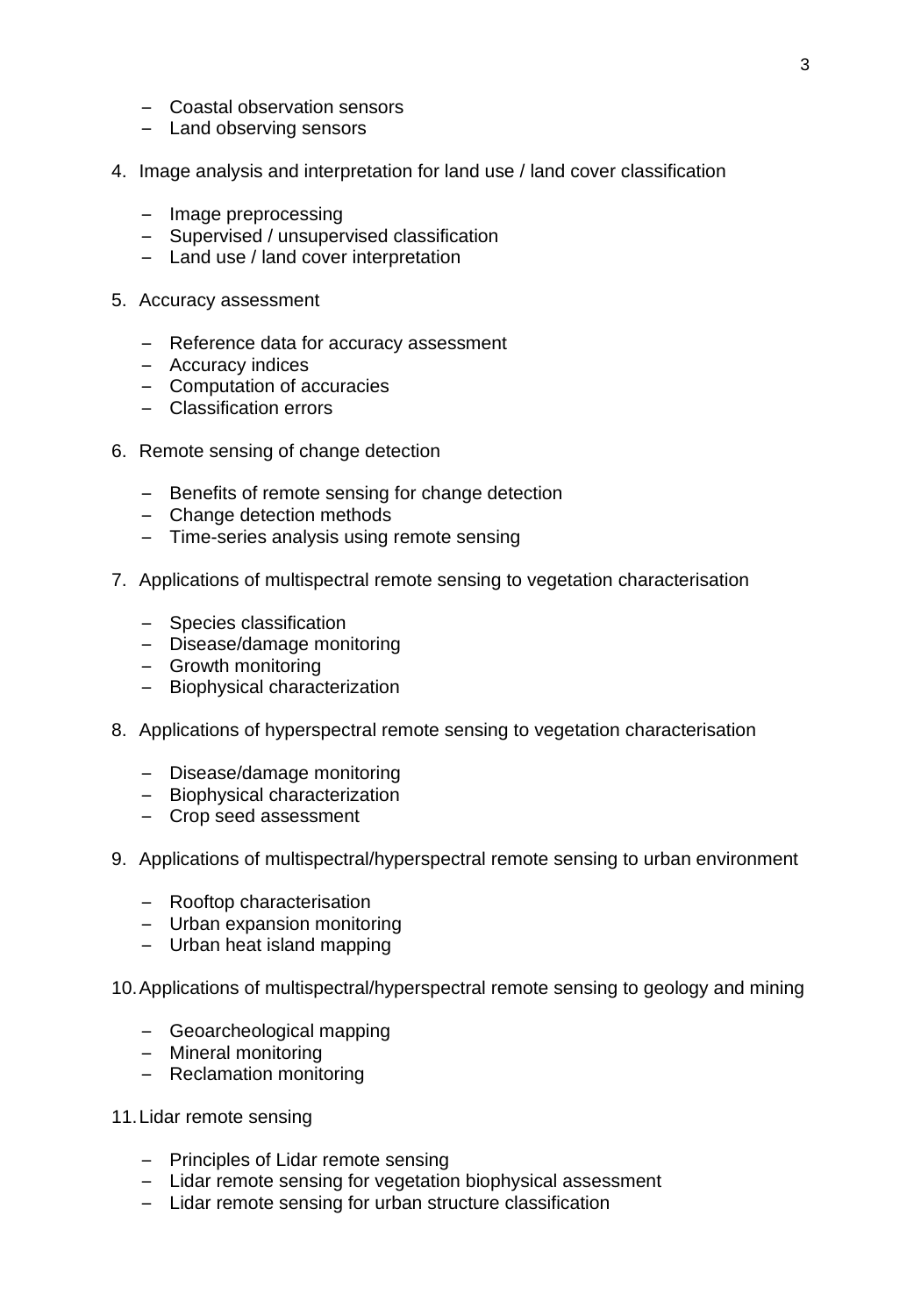- Coastal observation sensors
- Land observing sensors

4. Image analysis and interpretation for land use / land cover classification

   - Image preprocessing
   - Supervised / unsupervised classification
   - Land use / land cover interpretation

5. Accuracy assessment

   - Reference data for accuracy assessment
   - Accuracy indices
   - Computation of accuracies
   - Classification errors

6. Remote sensing of change detection

   - Benefits of remote sensing for change detection
   - Change detection methods
   - Time-series analysis using remote sensing

7. Applications of multispectral remote sensing to vegetation characterisation

   - Species classification
   - Disease/damage monitoring
   - Growth monitoring
   - Biophysical characterization

8. Applications of hyperspectral remote sensing to vegetation characterisation

   - Disease/damage monitoring
   - Biophysical characterization
   - Crop seed assessment

9. Applications of multispectral/hyperspectral remote sensing to urban environment

   - Rooftop characterisation
   - Urban expansion monitoring
   - Urban heat island mapping

10. Applications of multispectral/hyperspectral remote sensing to geology and mining

    - Geoarcheological mapping
    - Mineral monitoring
    - Reclamation monitoring

11. Lidar remote sensing

    - Principles of Lidar remote sensing
    - Lidar remote sensing for vegetation biophysical assessment
    - Lidar remote sensing for urban structure classification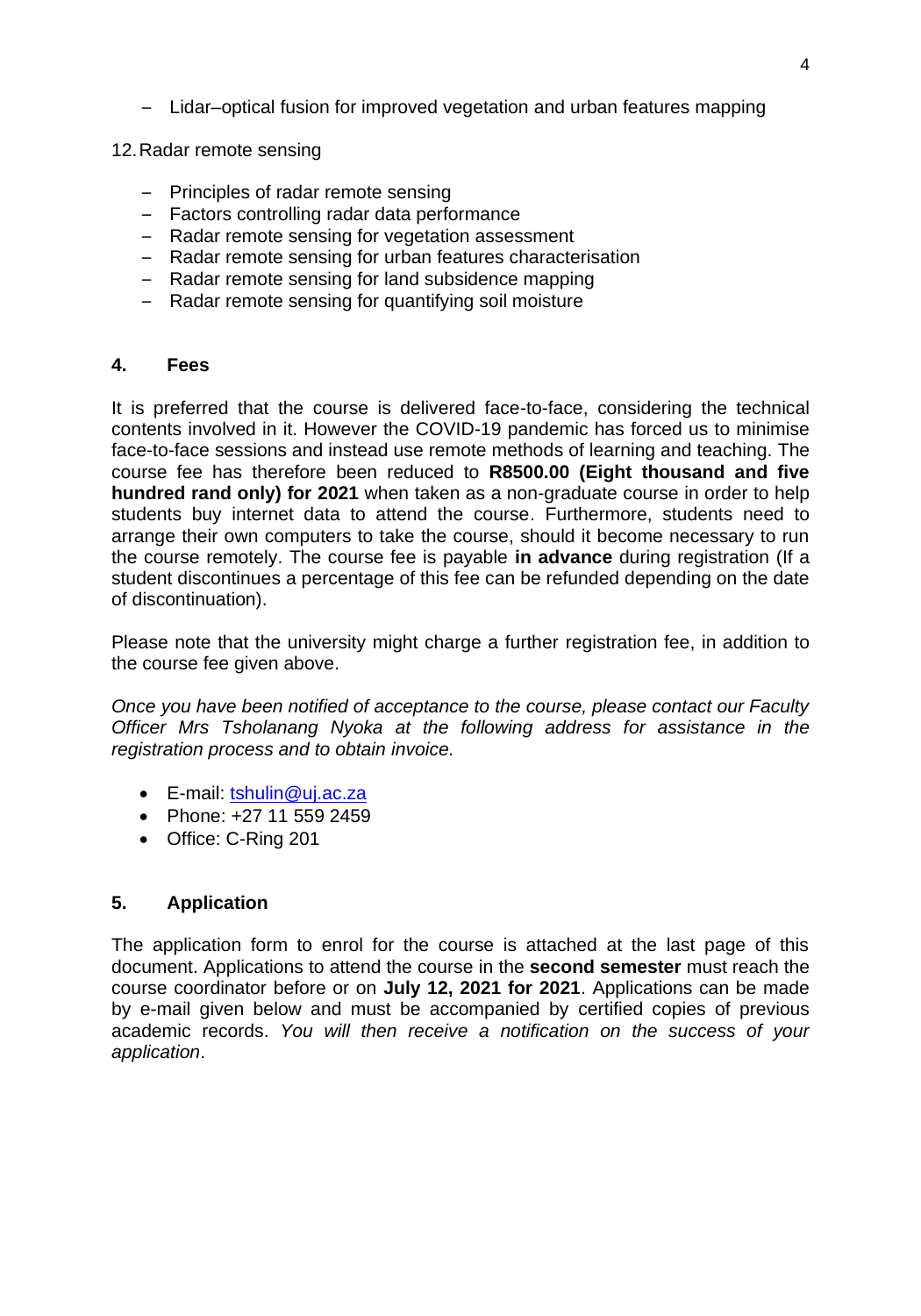- Lidar–optical fusion for improved vegetation and urban features mapping

12. Radar remote sensing

- Principles of radar remote sensing
- Factors controlling radar data performance
- Radar remote sensing for vegetation assessment
- Radar remote sensing for urban features characterisation
- Radar remote sensing for land subsidence mapping
- Radar remote sensing for quantifying soil moisture

## 4. Fees

It is preferred that the course is delivered face-to-face, considering the technical contents involved in it. However the COVID-19 pandemic has forced us to minimise face-to-face sessions and instead use remote methods of learning and teaching. The course fee has therefore been reduced to **R8500.00 (Eight thousand and five hundred rand only) for 2021** when taken as a non-graduate course in order to help students buy internet data to attend the course. Furthermore, students need to arrange their own computers to take the course, should it become necessary to run the course remotely. The course fee is payable **in advance** during registration (If a student discontinues a percentage of this fee can be refunded depending on the date of discontinuation).

Please note that the university might charge a further registration fee, in addition to the course fee given above.

*Once you have been notified of acceptance to the course, please contact our Faculty Officer Mrs Tsholanang Nyoka at the following address for assistance in the registration process and to obtain invoice.*

- E-mail: tshulin@uj.ac.za
- Phone: +27 11 559 2459
- Office: C-Ring 201

## 5. Application

The application form to enrol for the course is attached at the last page of this document. Applications to attend the course in the **second semester** must reach the course coordinator before or on **July 12, 2021 for 2021**. Applications can be made by e-mail given below and must be accompanied by certified copies of previous academic records. *You will then receive a notification on the success of your application*.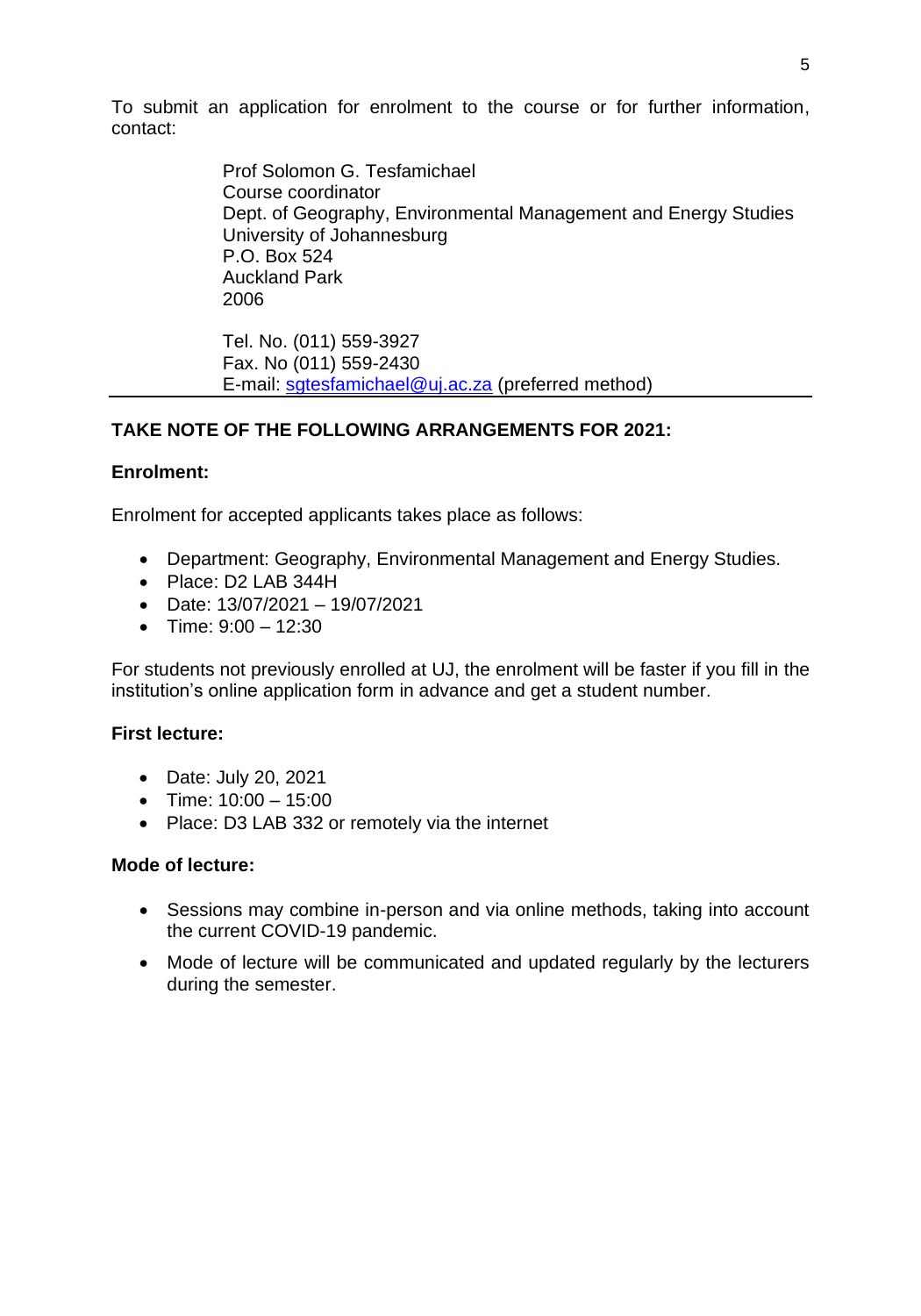To submit an application for enrolment to the course or for further information, contact:

> Prof Solomon G. Tesfamichael
> Course coordinator
> Dept. of Geography, Environmental Management and Energy Studies
> University of Johannesburg
> P.O. Box 524
> Auckland Park
> 2006
>
> Tel. No. (011) 559-3927
> Fax. No (011) 559-2430
> E-mail: sgtesfamichael@uj.ac.za (preferred method)

---

**TAKE NOTE OF THE FOLLOWING ARRANGEMENTS FOR 2021:**

**Enrolment:**

Enrolment for accepted applicants takes place as follows:

- Department: Geography, Environmental Management and Energy Studies.
- Place: D2 LAB 344H
- Date: 13/07/2021 – 19/07/2021
- Time: 9:00 – 12:30

For students not previously enrolled at UJ, the enrolment will be faster if you fill in the institution's online application form in advance and get a student number.

**First lecture:**

- Date: July 20, 2021
- Time: 10:00 – 15:00
- Place: D3 LAB 332 or remotely via the internet

**Mode of lecture:**

- Sessions may combine in-person and via online methods, taking into account the current COVID-19 pandemic.
- Mode of lecture will be communicated and updated regularly by the lecturers during the semester.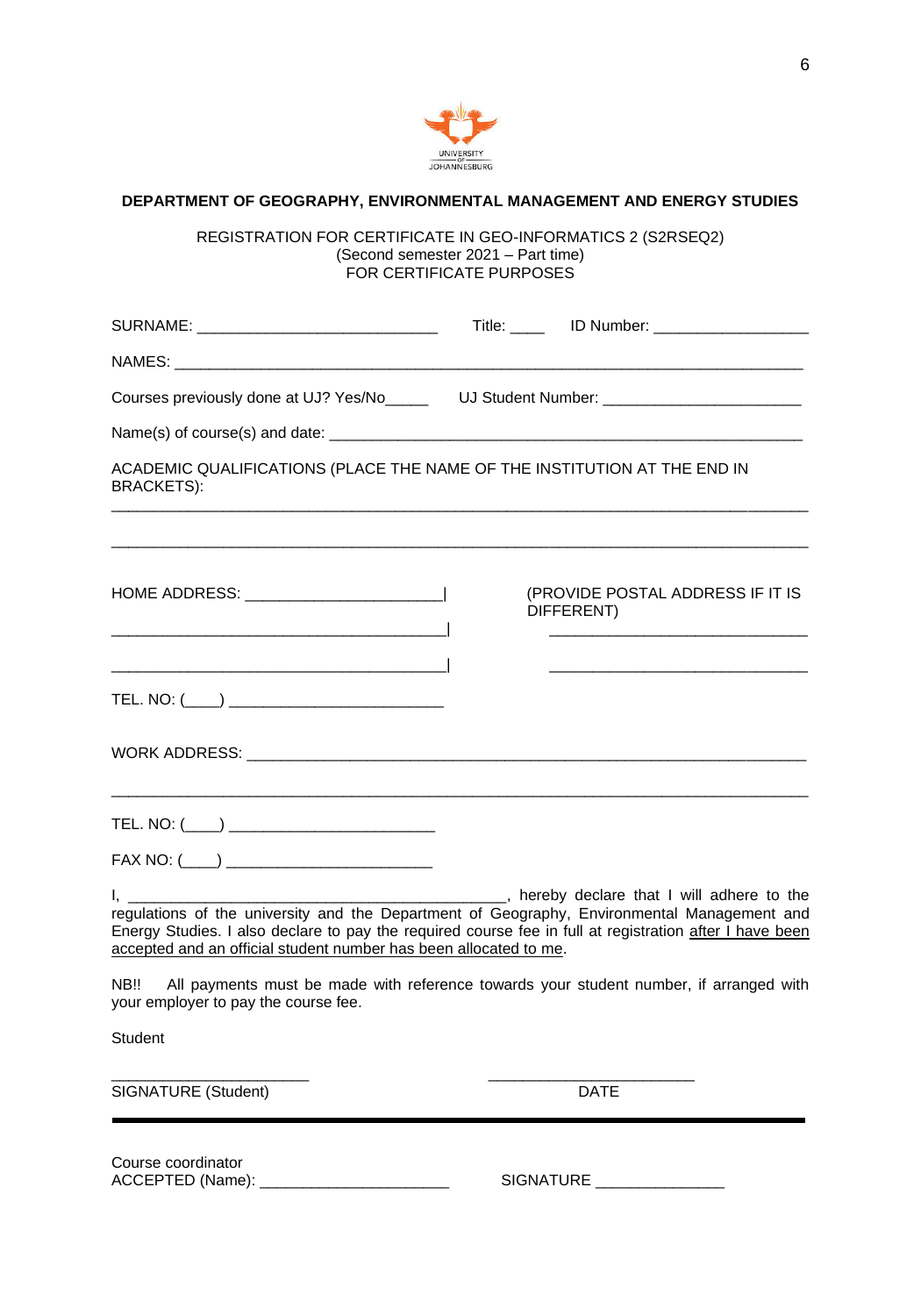UNIVERSITY OF JOHANNESBURG

**DEPARTMENT OF GEOGRAPHY, ENVIRONMENTAL MANAGEMENT AND ENERGY STUDIES**

REGISTRATION FOR CERTIFICATE IN GEO-INFORMATICS 2 (S2RSEQ2)
(Second semester 2021 – Part time)
FOR CERTIFICATE PURPOSES

SURNAME: ____________________________ Title: ____ ID Number: __________________

NAMES: _________________________________________________________________________

Courses previously done at UJ? Yes/No_____ UJ Student Number: _______________________

Name(s) of course(s) and date: _______________________________________________________

ACADEMIC QUALIFICATIONS (PLACE THE NAME OF THE INSTITUTION AT THE END IN BRACKETS):

_________________________________________________________________________________

_________________________________________________________________________________

HOME ADDRESS: _______________________|

________________________________________|

________________________________________|

(PROVIDE POSTAL ADDRESS IF IT IS DIFFERENT)

______________________________

______________________________

TEL. NO: (____) _________________________

WORK ADDRESS: __________________________________________________________________

_________________________________________________________________________________

TEL. NO: (____) ________________________

FAX NO: (____) ________________________

I, ____________________________________________, hereby declare that I will adhere to the regulations of the university and the Department of Geography, Environmental Management and Energy Studies. I also declare to pay the required course fee in full at registration <u>after I have been accepted and an official student number has been allocated to me</u>.

NB!! All payments must be made with reference towards your student number, if arranged with your employer to pay the course fee.

Student

_______________________ ________________________

SIGNATURE (Student) DATE

---

Course coordinator
ACCEPTED (Name): ______________________ SIGNATURE _______________